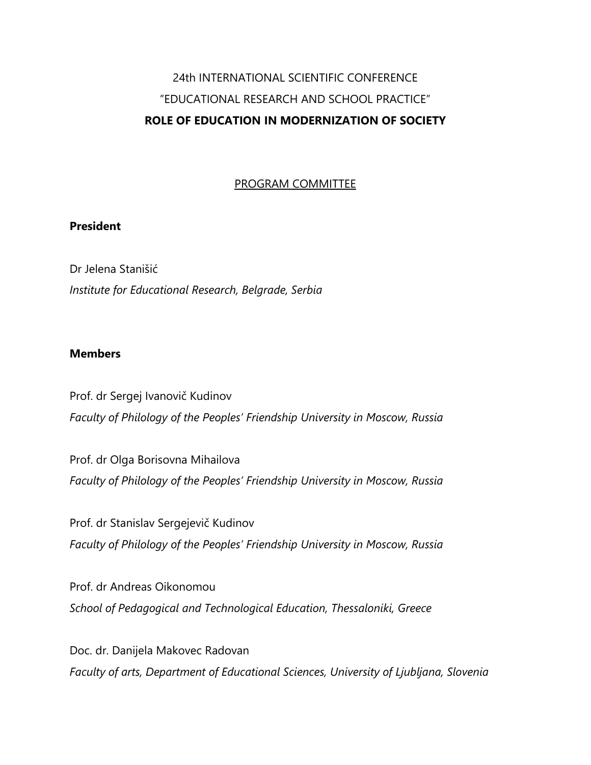# 24th INTERNATIONAL SCIENTIFIC CONFERENCE
# ”EDUCATIONAL RESEARCH AND SCHOOL PRACTICE”
# **ROLE OF EDUCATION IN MODERNIZATION OF SOCIETY**

## PROGRAM COMMITTEE

**President**

Dr Jelena Stanišić
*Institute for Educational Research, Belgrade, Serbia*

**Members**

Prof. dr Sergej Ivanovič Kudinov
*Faculty of Philology of the Peoples’ Friendship University in Moscow, Russia*

Prof. dr Olga Borisovna Mihailova
*Faculty of Philology of the Peoples’ Friendship University in Moscow, Russia*

Prof. dr Stanislav Sergejevič Kudinov
*Faculty of Philology of the Peoples’ Friendship University in Moscow, Russia*

Prof. dr Andreas Oikonomou
*School of Pedagogical and Technological Education, Thessaloniki, Greece*

Doc. dr. Danijela Makovec Radovan
*Faculty of arts, Department of Educational Sciences, University of Ljubljana, Slovenia*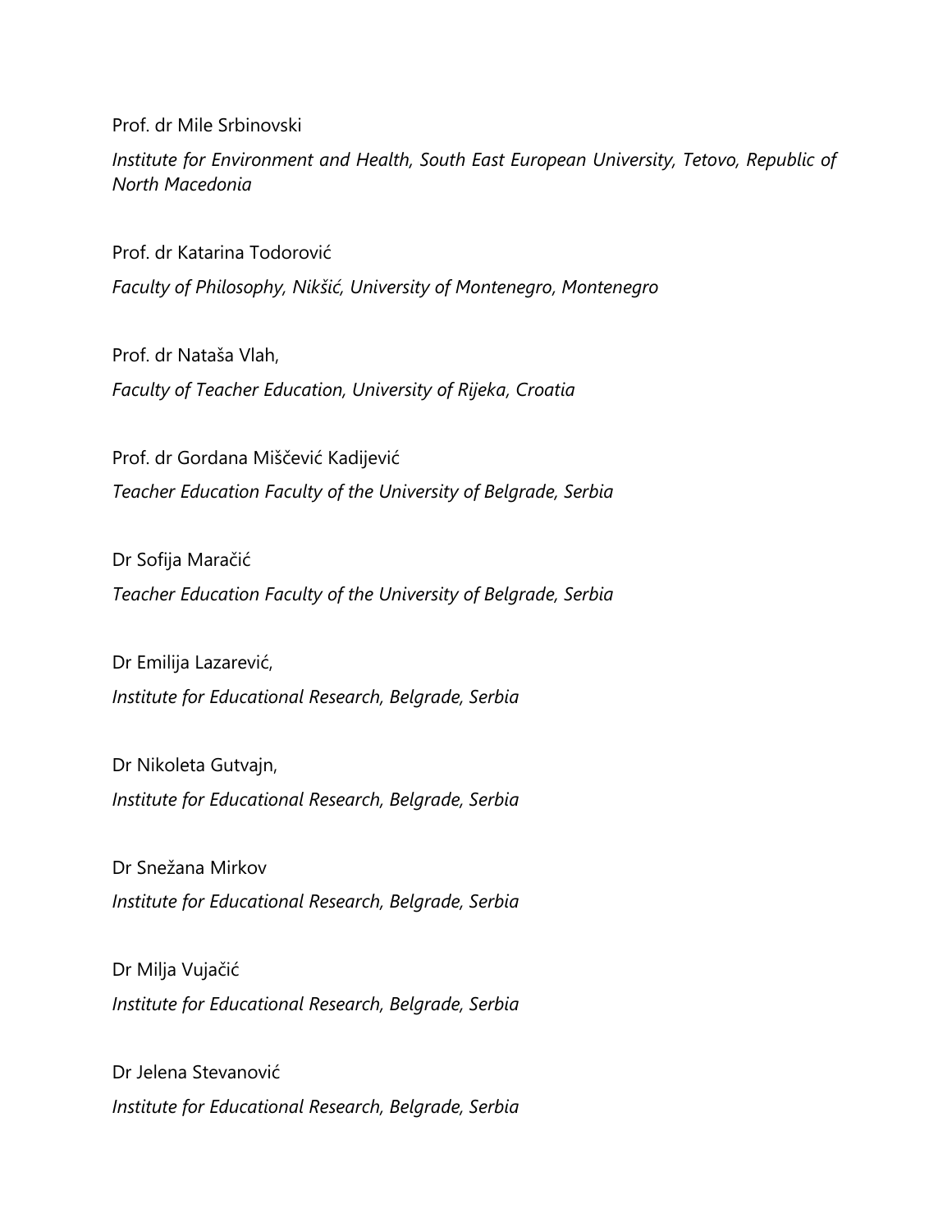Prof. dr Mile Srbinovski

*Institute for Environment and Health, South East European University, Tetovo, Republic of North Macedonia*

Prof. dr Katarina Todorović

*Faculty of Philosophy, Nikšić, University of Montenegro, Montenegro*

Prof. dr Nataša Vlah,

*Faculty of Teacher Education, University of Rijeka, Croatia*

Prof. dr Gordana Miščević Kadijević

*Teacher Education Faculty of the University of Belgrade, Serbia*

Dr Sofija Maračić

*Teacher Education Faculty of the University of Belgrade, Serbia*

Dr Emilija Lazarević,

*Institute for Educational Research, Belgrade, Serbia*

Dr Nikoleta Gutvajn,

*Institute for Educational Research, Belgrade, Serbia*

Dr Snežana Mirkov

*Institute for Educational Research, Belgrade, Serbia*

Dr Milja Vujačić

*Institute for Educational Research, Belgrade, Serbia*

Dr Jelena Stevanović

*Institute for Educational Research, Belgrade, Serbia*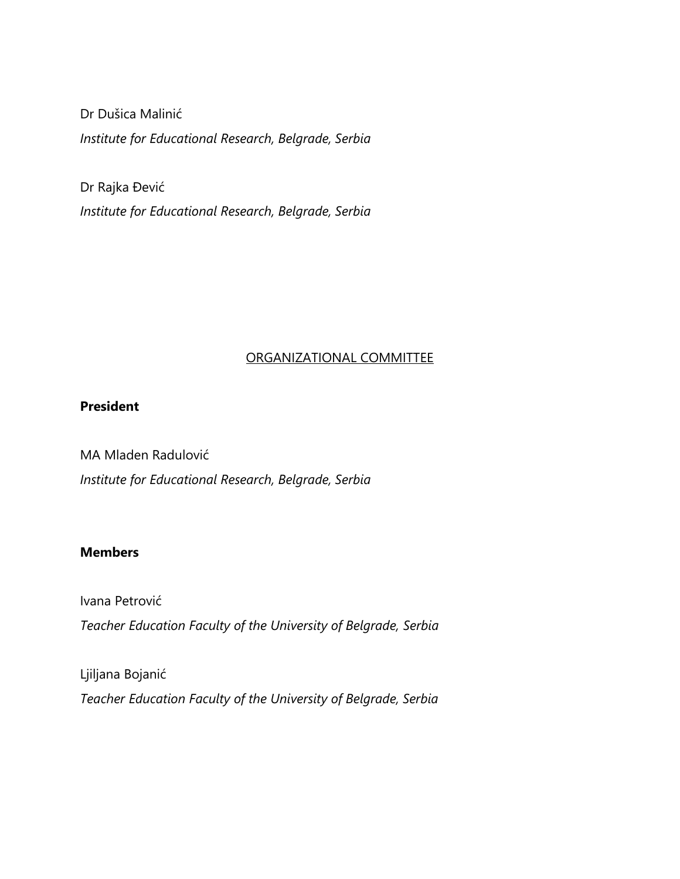Dr Dušica Malinić
*Institute for Educational Research, Belgrade, Serbia*

Dr Rajka Đević
*Institute for Educational Research, Belgrade, Serbia*

## ORGANIZATIONAL COMMITTEE

**President**

MA Mladen Radulović
*Institute for Educational Research, Belgrade, Serbia*

**Members**

Ivana Petrović
*Teacher Education Faculty of the University of Belgrade, Serbia*

Ljiljana Bojanić
*Teacher Education Faculty of the University of Belgrade, Serbia*